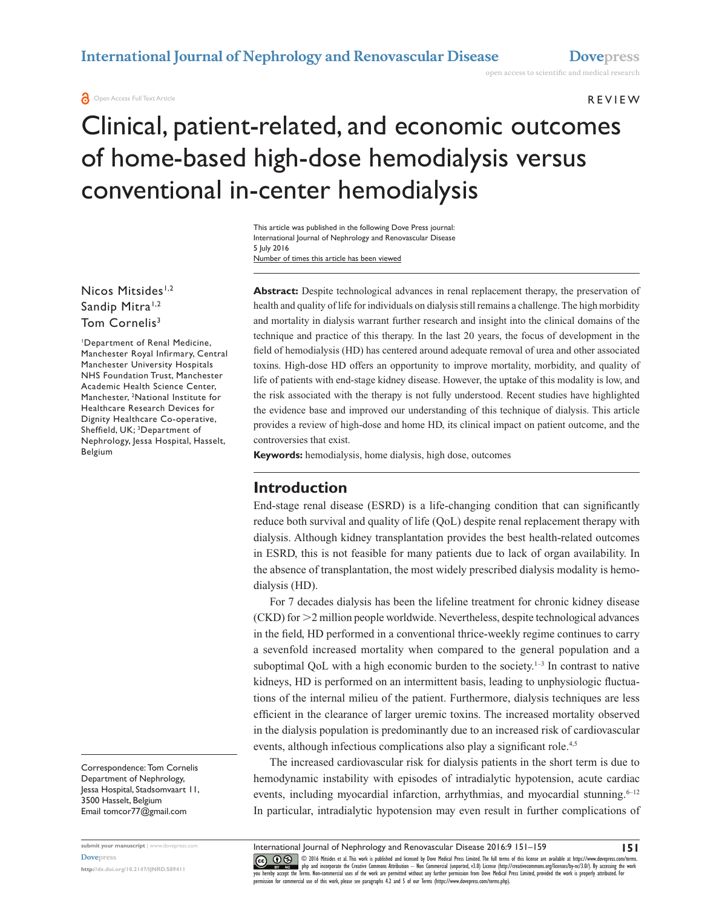Open Access Full Text Article

REVIEW

# Clinical, patient-related, and economic outcomes of home-based high-dose hemodialysis versus conventional in-center hemodialysis

This article was published in the following Dove Press journal:
International Journal of Nephrology and Renovascular Disease
5 July 2016
Number of times this article has been viewed

Nicos Mitsides[1,2]
Sandip Mitra[1,2]
Tom Cornelis[3]

[1]Department of Renal Medicine, Manchester Royal Infirmary, Central Manchester University Hospitals NHS Foundation Trust, Manchester Academic Health Science Center, Manchester, [2]National Institute for Healthcare Research Devices for Dignity Healthcare Co-operative, Sheffield, UK; [3]Department of Nephrology, Jessa Hospital, Hasselt, Belgium

Correspondence: Tom Cornelis
Department of Nephrology,
Jessa Hospital, Stadsomvaart 11,
3500 Hasselt, Belgium
Email tomcor77@gmail.com

**Abstract:** Despite technological advances in renal replacement therapy, the preservation of health and quality of life for individuals on dialysis still remains a challenge. The high morbidity and mortality in dialysis warrant further research and insight into the clinical domains of the technique and practice of this therapy. In the last 20 years, the focus of development in the field of hemodialysis (HD) has centered around adequate removal of urea and other associated toxins. High-dose HD offers an opportunity to improve mortality, morbidity, and quality of life of patients with end-stage kidney disease. However, the uptake of this modality is low, and the risk associated with the therapy is not fully understood. Recent studies have highlighted the evidence base and improved our understanding of this technique of dialysis. This article provides a review of high-dose and home HD, its clinical impact on patient outcome, and the controversies that exist.

**Keywords:** hemodialysis, home dialysis, high dose, outcomes

## Introduction

End-stage renal disease (ESRD) is a life-changing condition that can significantly reduce both survival and quality of life (QoL) despite renal replacement therapy with dialysis. Although kidney transplantation provides the best health-related outcomes in ESRD, this is not feasible for many patients due to lack of organ availability. In the absence of transplantation, the most widely prescribed dialysis modality is hemodialysis (HD).

For 7 decades dialysis has been the lifeline treatment for chronic kidney disease (CKD) for >2 million people worldwide. Nevertheless, despite technological advances in the field, HD performed in a conventional thrice-weekly regime continues to carry a sevenfold increased mortality when compared to the general population and a suboptimal QoL with a high economic burden to the society.[1–3] In contrast to native kidneys, HD is performed on an intermittent basis, leading to unphysiologic fluctuations of the internal milieu of the patient. Furthermore, dialysis techniques are less efficient in the clearance of larger uremic toxins. The increased mortality observed in the dialysis population is predominantly due to an increased risk of cardiovascular events, although infectious complications also play a significant role.[4,5]

The increased cardiovascular risk for dialysis patients in the short term is due to hemodynamic instability with episodes of intradialytic hypotension, acute cardiac events, including myocardial infarction, arrhythmias, and myocardial stunning.[6–12] In particular, intradialytic hypotension may even result in further complications of

submit your manuscript | www.dovepress.com
Dovepress
http://dx.doi.org/10.2147/IJNRD.S89411

© 2016 Mitsides et al. This work is published and licensed by Dove Medical Press Limited. The full terms of this license are available at https://www.dovepress.com/terms.php and incorporate the Creative Commons Attribution – Non Commercial (unported, v3.0) License (http://creativecommons.org/licenses/by-nc/3.0/). By accessing the work you hereby accept the Terms. Non-commercial uses of the work are permitted without any further permission from Dove Medical Press Limited, provided the work is properly attributed. For permission for commercial use of this work, please see paragraphs 4.2 and 5 of our Terms (https://www.dovepress.com/terms.php).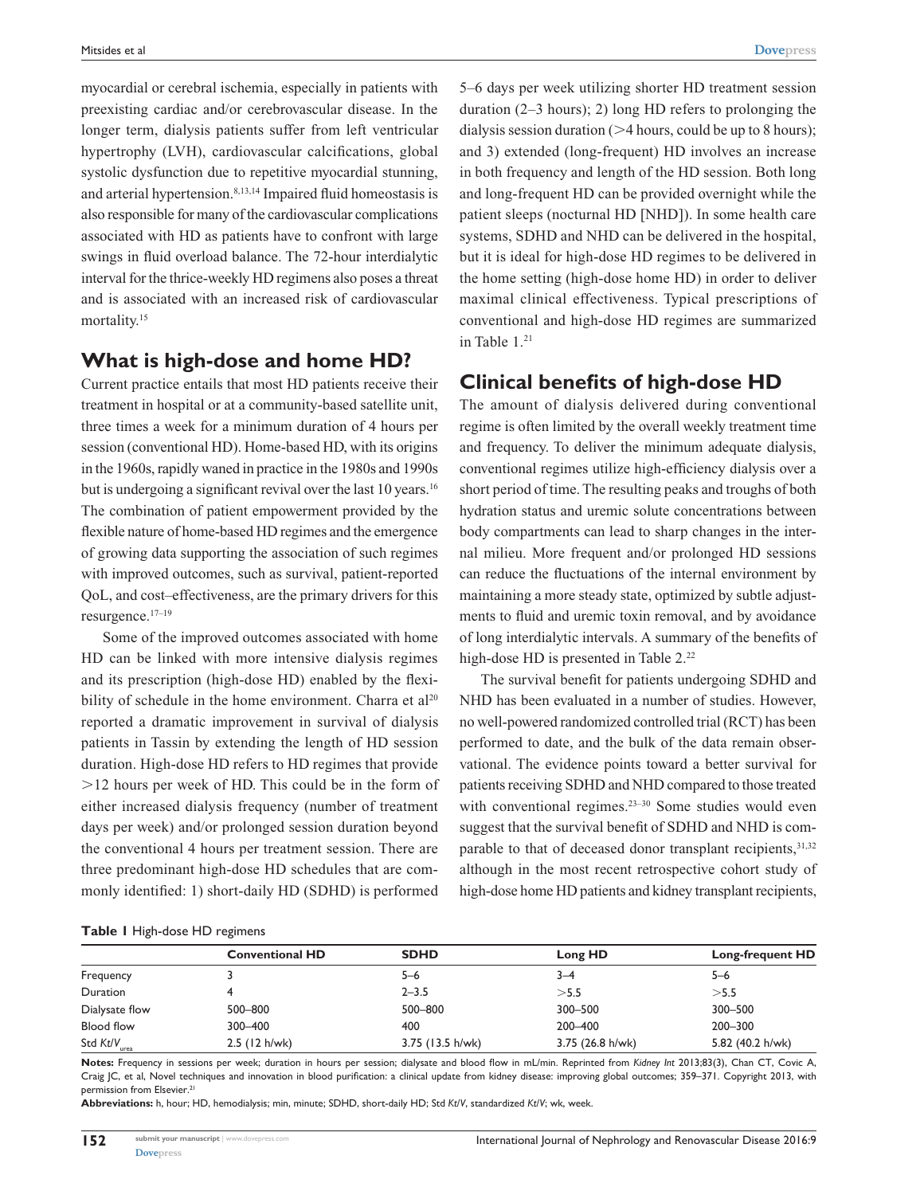myocardial or cerebral ischemia, especially in patients with preexisting cardiac and/or cerebrovascular disease. In the longer term, dialysis patients suffer from left ventricular hypertrophy (LVH), cardiovascular calcifications, global systolic dysfunction due to repetitive myocardial stunning, and arterial hypertension.[8,13,14] Impaired fluid homeostasis is also responsible for many of the cardiovascular complications associated with HD as patients have to confront with large swings in fluid overload balance. The 72-hour interdialytic interval for the thrice-weekly HD regimens also poses a threat and is associated with an increased risk of cardiovascular mortality.[15]

## What is high-dose and home HD?

Current practice entails that most HD patients receive their treatment in hospital or at a community-based satellite unit, three times a week for a minimum duration of 4 hours per session (conventional HD). Home-based HD, with its origins in the 1960s, rapidly waned in practice in the 1980s and 1990s but is undergoing a significant revival over the last 10 years.[16] The combination of patient empowerment provided by the flexible nature of home-based HD regimes and the emergence of growing data supporting the association of such regimes with improved outcomes, such as survival, patient-reported QoL, and cost–effectiveness, are the primary drivers for this resurgence.[17–19]

Some of the improved outcomes associated with home HD can be linked with more intensive dialysis regimes and its prescription (high-dose HD) enabled by the flexibility of schedule in the home environment. Charra et al[20] reported a dramatic improvement in survival of dialysis patients in Tassin by extending the length of HD session duration. High-dose HD refers to HD regimes that provide >12 hours per week of HD. This could be in the form of either increased dialysis frequency (number of treatment days per week) and/or prolonged session duration beyond the conventional 4 hours per treatment session. There are three predominant high-dose HD schedules that are commonly identified: 1) short-daily HD (SDHD) is performed 5–6 days per week utilizing shorter HD treatment session duration (2–3 hours); 2) long HD refers to prolonging the dialysis session duration (>4 hours, could be up to 8 hours); and 3) extended (long-frequent) HD involves an increase in both frequency and length of the HD session. Both long and long-frequent HD can be provided overnight while the patient sleeps (nocturnal HD [NHD]). In some health care systems, SDHD and NHD can be delivered in the hospital, but it is ideal for high-dose HD regimes to be delivered in the home setting (high-dose home HD) in order to deliver maximal clinical effectiveness. Typical prescriptions of conventional and high-dose HD regimes are summarized in Table 1.[21]

## Clinical benefits of high-dose HD

The amount of dialysis delivered during conventional regime is often limited by the overall weekly treatment time and frequency. To deliver the minimum adequate dialysis, conventional regimes utilize high-efficiency dialysis over a short period of time. The resulting peaks and troughs of both hydration status and uremic solute concentrations between body compartments can lead to sharp changes in the internal milieu. More frequent and/or prolonged HD sessions can reduce the fluctuations of the internal environment by maintaining a more steady state, optimized by subtle adjustments to fluid and uremic toxin removal, and by avoidance of long interdialytic intervals. A summary of the benefits of high-dose HD is presented in Table 2.[22]

The survival benefit for patients undergoing SDHD and NHD has been evaluated in a number of studies. However, no well-powered randomized controlled trial (RCT) has been performed to date, and the bulk of the data remain observational. The evidence points toward a better survival for patients receiving SDHD and NHD compared to those treated with conventional regimes.[23–30] Some studies would even suggest that the survival benefit of SDHD and NHD is comparable to that of deceased donor transplant recipients,[31,32] although in the most recent retrospective cohort study of high-dose home HD patients and kidney transplant recipients,

**Table 1** High-dose HD regimens

| | Conventional HD | SDHD | Long HD | Long-frequent HD |
|---|---|---|---|---|
| Frequency | 3 | 5–6 | 3–4 | 5–6 |
| Duration | 4 | 2–3.5 | >5.5 | >5.5 |
| Dialysate flow | 500–800 | 500–800 | 300–500 | 300–500 |
| Blood flow | 300–400 | 400 | 200–400 | 200–300 |
| Std $Kt/V_{urea}$ | 2.5 (12 h/wk) | 3.75 (13.5 h/wk) | 3.75 (26.8 h/wk) | 5.82 (40.2 h/wk) |

**Notes:** Frequency in sessions per week; duration in hours per session; dialysate and blood flow in mL/min. Reprinted from *Kidney Int* 2013;83(3), Chan CT, Covic A, Craig JC, et al, Novel techniques and innovation in blood purification: a clinical update from kidney disease: improving global outcomes; 359–371. Copyright 2013, with permission from Elsevier.[21]

**Abbreviations:** h, hour; HD, hemodialysis; min, minute; SDHD, short-daily HD; Std *Kt/V*, standardized *Kt/V*; wk, week.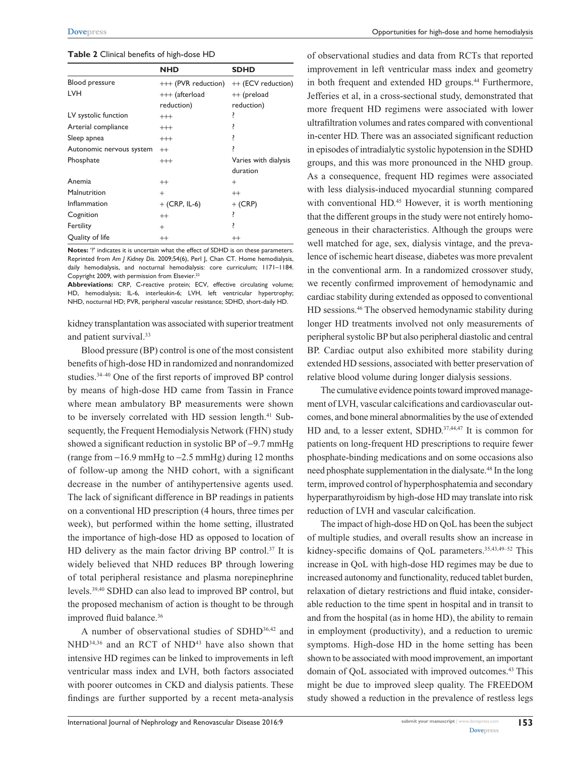**Table 2** Clinical benefits of high-dose HD

| | NHD | SDHD |
|---|---|---|
| Blood pressure | +++ (PVR reduction) | ++ (ECV reduction) |
| LVH | +++ (afterload reduction) | ++ (preload reduction) |
| LV systolic function | +++ | ? |
| Arterial compliance | +++ | ? |
| Sleep apnea | +++ | ? |
| Autonomic nervous system | ++ | ? |
| Phosphate | +++ | Varies with dialysis duration |
| Anemia | ++ | + |
| Malnutrition | + | ++ |
| Inflammation | + (CRP, IL-6) | + (CRP) |
| Cognition | ++ | ? |
| Fertility | + | ? |
| Quality of life | ++ | ++ |

**Notes:** '?' indicates it is uncertain what the effect of SDHD is on these parameters. Reprinted from *Am J Kidney Dis*. 2009;54(6), Perl J, Chan CT. Home hemodialysis, daily hemodialysis, and nocturnal hemodialysis: core curriculum; 1171–1184. Copyright 2009, with permission from Elsevier.[22]

**Abbreviations:** CRP, C-reactive protein; ECV, effective circulating volume; HD, hemodialysis; IL-6, interleukin-6; LVH, left ventricular hypertrophy; NHD, nocturnal HD; PVR, peripheral vascular resistance; SDHD, short-daily HD.

kidney transplantation was associated with superior treatment and patient survival.[33]

Blood pressure (BP) control is one of the most consistent benefits of high-dose HD in randomized and nonrandomized studies.[34–40] One of the first reports of improved BP control by means of high-dose HD came from Tassin in France where mean ambulatory BP measurements were shown to be inversely correlated with HD session length.[41] Subsequently, the Frequent Hemodialysis Network (FHN) study showed a significant reduction in systolic BP of −9.7 mmHg (range from −16.9 mmHg to −2.5 mmHg) during 12 months of follow-up among the NHD cohort, with a significant decrease in the number of antihypertensive agents used. The lack of significant difference in BP readings in patients on a conventional HD prescription (4 hours, three times per week), but performed within the home setting, illustrated the importance of high-dose HD as opposed to location of HD delivery as the main factor driving BP control.[37] It is widely believed that NHD reduces BP through lowering of total peripheral resistance and plasma norepinephrine levels.[39,40] SDHD can also lead to improved BP control, but the proposed mechanism of action is thought to be through improved fluid balance.[36]

A number of observational studies of SDHD[36,42] and NHD[34,36] and an RCT of NHD[43] have also shown that intensive HD regimes can be linked to improvements in left ventricular mass index and LVH, both factors associated with poorer outcomes in CKD and dialysis patients. These findings are further supported by a recent meta-analysis of observational studies and data from RCTs that reported improvement in left ventricular mass index and geometry in both frequent and extended HD groups.[44] Furthermore, Jefferies et al, in a cross-sectional study, demonstrated that more frequent HD regimens were associated with lower ultrafiltration volumes and rates compared with conventional in-center HD. There was an associated significant reduction in episodes of intradialytic systolic hypotension in the SDHD groups, and this was more pronounced in the NHD group. As a consequence, frequent HD regimes were associated with less dialysis-induced myocardial stunning compared with conventional HD.[45] However, it is worth mentioning that the different groups in the study were not entirely homogeneous in their characteristics. Although the groups were well matched for age, sex, dialysis vintage, and the prevalence of ischemic heart disease, diabetes was more prevalent in the conventional arm. In a randomized crossover study, we recently confirmed improvement of hemodynamic and cardiac stability during extended as opposed to conventional HD sessions.[46] The observed hemodynamic stability during longer HD treatments involved not only measurements of peripheral systolic BP but also peripheral diastolic and central BP. Cardiac output also exhibited more stability during extended HD sessions, associated with better preservation of relative blood volume during longer dialysis sessions.

The cumulative evidence points toward improved management of LVH, vascular calcifications and cardiovascular outcomes, and bone mineral abnormalities by the use of extended HD and, to a lesser extent, SDHD.[37,44,47] It is common for patients on long-frequent HD prescriptions to require fewer phosphate-binding medications and on some occasions also need phosphate supplementation in the dialysate.[48] In the long term, improved control of hyperphosphatemia and secondary hyperparathyroidism by high-dose HD may translate into risk reduction of LVH and vascular calcification.

The impact of high-dose HD on QoL has been the subject of multiple studies, and overall results show an increase in kidney-specific domains of QoL parameters.[35,43,49–52] This increase in QoL with high-dose HD regimes may be due to increased autonomy and functionality, reduced tablet burden, relaxation of dietary restrictions and fluid intake, considerable reduction to the time spent in hospital and in transit to and from the hospital (as in home HD), the ability to remain in employment (productivity), and a reduction to uremic symptoms. High-dose HD in the home setting has been shown to be associated with mood improvement, an important domain of QoL associated with improved outcomes.[43] This might be due to improved sleep quality. The FREEDOM study showed a reduction in the prevalence of restless legs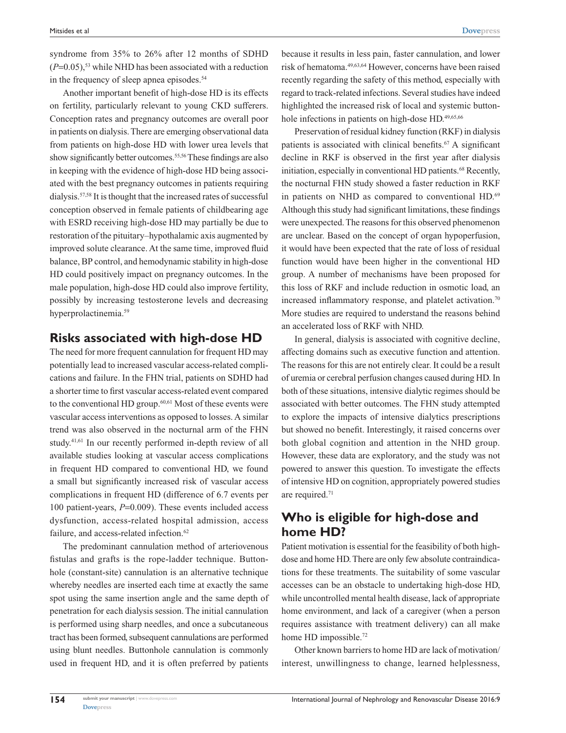syndrome from 35% to 26% after 12 months of SDHD ($P$=0.05),[53] while NHD has been associated with a reduction in the frequency of sleep apnea episodes.[54]

Another important benefit of high-dose HD is its effects on fertility, particularly relevant to young CKD sufferers. Conception rates and pregnancy outcomes are overall poor in patients on dialysis. There are emerging observational data from patients on high-dose HD with lower urea levels that show significantly better outcomes.[55,56] These findings are also in keeping with the evidence of high-dose HD being associated with the best pregnancy outcomes in patients requiring dialysis.[57,58] It is thought that the increased rates of successful conception observed in female patients of childbearing age with ESRD receiving high-dose HD may partially be due to restoration of the pituitary–hypothalamic axis augmented by improved solute clearance. At the same time, improved fluid balance, BP control, and hemodynamic stability in high-dose HD could positively impact on pregnancy outcomes. In the male population, high-dose HD could also improve fertility, possibly by increasing testosterone levels and decreasing hyperprolactinemia.[59]

## Risks associated with high-dose HD

The need for more frequent cannulation for frequent HD may potentially lead to increased vascular access-related complications and failure. In the FHN trial, patients on SDHD had a shorter time to first vascular access-related event compared to the conventional HD group.[60,61] Most of these events were vascular access interventions as opposed to losses. A similar trend was also observed in the nocturnal arm of the FHN study.[41,61] In our recently performed in-depth review of all available studies looking at vascular access complications in frequent HD compared to conventional HD, we found a small but significantly increased risk of vascular access complications in frequent HD (difference of 6.7 events per 100 patient-years, $P$=0.009). These events included access dysfunction, access-related hospital admission, access failure, and access-related infection.[62]

The predominant cannulation method of arteriovenous fistulas and grafts is the rope-ladder technique. Buttonhole (constant-site) cannulation is an alternative technique whereby needles are inserted each time at exactly the same spot using the same insertion angle and the same depth of penetration for each dialysis session. The initial cannulation is performed using sharp needles, and once a subcutaneous tract has been formed, subsequent cannulations are performed using blunt needles. Buttonhole cannulation is commonly used in frequent HD, and it is often preferred by patients because it results in less pain, faster cannulation, and lower risk of hematoma.[49,63,64] However, concerns have been raised recently regarding the safety of this method, especially with regard to track-related infections. Several studies have indeed highlighted the increased risk of local and systemic buttonhole infections in patients on high-dose HD.[49,65,66]

Preservation of residual kidney function (RKF) in dialysis patients is associated with clinical benefits.[67] A significant decline in RKF is observed in the first year after dialysis initiation, especially in conventional HD patients.[68] Recently, the nocturnal FHN study showed a faster reduction in RKF in patients on NHD as compared to conventional HD.[69] Although this study had significant limitations, these findings were unexpected. The reasons for this observed phenomenon are unclear. Based on the concept of organ hypoperfusion, it would have been expected that the rate of loss of residual function would have been higher in the conventional HD group. A number of mechanisms have been proposed for this loss of RKF and include reduction in osmotic load, an increased inflammatory response, and platelet activation.[70] More studies are required to understand the reasons behind an accelerated loss of RKF with NHD.

In general, dialysis is associated with cognitive decline, affecting domains such as executive function and attention. The reasons for this are not entirely clear. It could be a result of uremia or cerebral perfusion changes caused during HD. In both of these situations, intensive dialytic regimes should be associated with better outcomes. The FHN study attempted to explore the impacts of intensive dialytics prescriptions but showed no benefit. Interestingly, it raised concerns over both global cognition and attention in the NHD group. However, these data are exploratory, and the study was not powered to answer this question. To investigate the effects of intensive HD on cognition, appropriately powered studies are required.[71]

## Who is eligible for high-dose and home HD?

Patient motivation is essential for the feasibility of both high-dose and home HD. There are only few absolute contraindications for these treatments. The suitability of some vascular accesses can be an obstacle to undertaking high-dose HD, while uncontrolled mental health disease, lack of appropriate home environment, and lack of a caregiver (when a person requires assistance with treatment delivery) can all make home HD impossible.[72]

Other known barriers to home HD are lack of motivation/interest, unwillingness to change, learned helplessness,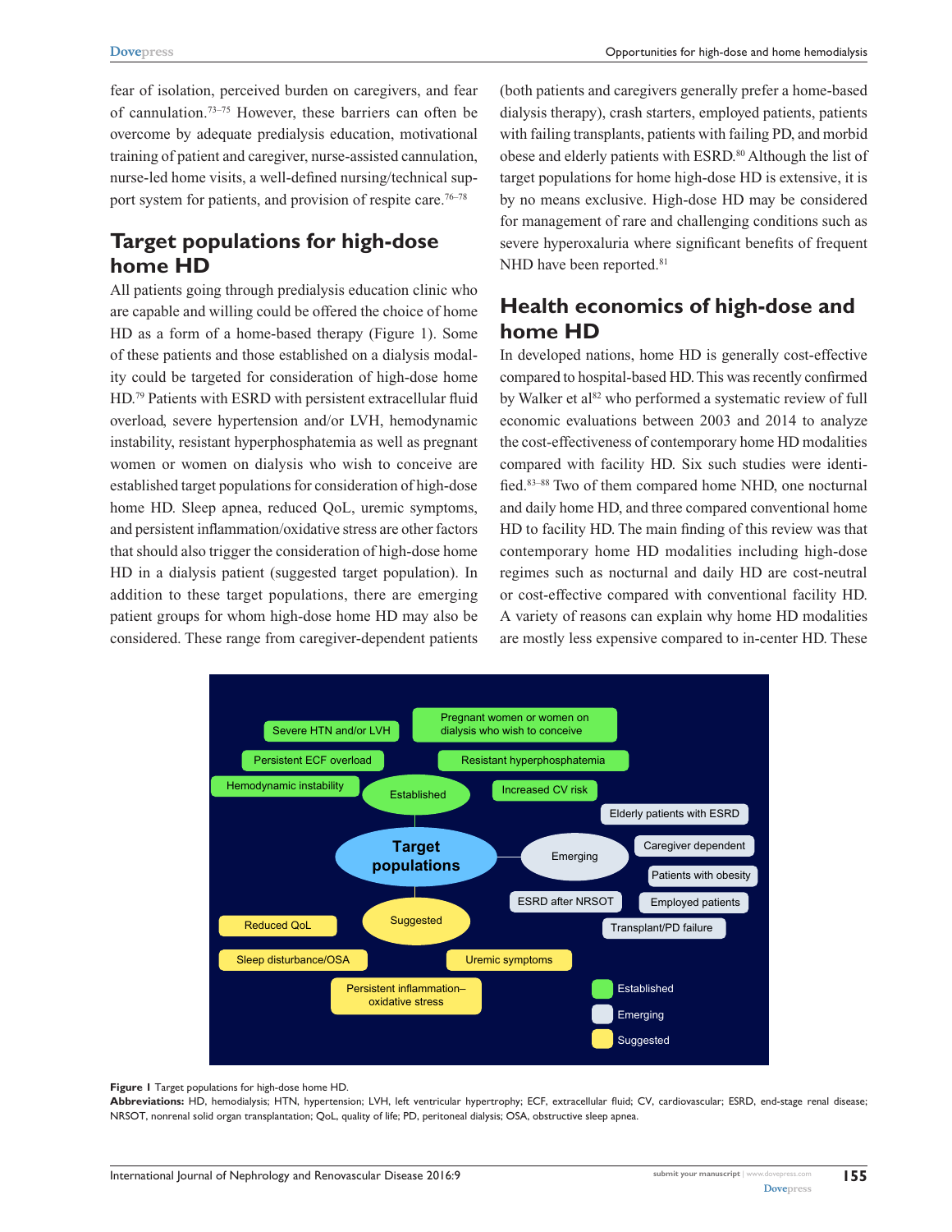fear of isolation, perceived burden on caregivers, and fear of cannulation.[73–75] However, these barriers can often be overcome by adequate predialysis education, motivational training of patient and caregiver, nurse-assisted cannulation, nurse-led home visits, a well-defined nursing/technical support system for patients, and provision of respite care.[76–78]

## Target populations for high-dose home HD

All patients going through predialysis education clinic who are capable and willing could be offered the choice of home HD as a form of a home-based therapy (Figure 1). Some of these patients and those established on a dialysis modality could be targeted for consideration of high-dose home HD.[79] Patients with ESRD with persistent extracellular fluid overload, severe hypertension and/or LVH, hemodynamic instability, resistant hyperphosphatemia as well as pregnant women or women on dialysis who wish to conceive are established target populations for consideration of high-dose home HD. Sleep apnea, reduced QoL, uremic symptoms, and persistent inflammation/oxidative stress are other factors that should also trigger the consideration of high-dose home HD in a dialysis patient (suggested target population). In addition to these target populations, there are emerging patient groups for whom high-dose home HD may also be considered. These range from caregiver-dependent patients (both patients and caregivers generally prefer a home-based dialysis therapy), crash starters, employed patients, patients with failing transplants, patients with failing PD, and morbid obese and elderly patients with ESRD.[80] Although the list of target populations for home high-dose HD is extensive, it is by no means exclusive. High-dose HD may be considered for management of rare and challenging conditions such as severe hyperoxaluria where significant benefits of frequent NHD have been reported.[81]

## Health economics of high-dose and home HD

In developed nations, home HD is generally cost-effective compared to hospital-based HD. This was recently confirmed by Walker et al[82] who performed a systematic review of full economic evaluations between 2003 and 2014 to analyze the cost-effectiveness of contemporary home HD modalities compared with facility HD. Six such studies were identified.[83–88] Two of them compared home NHD, one nocturnal and daily home HD, and three compared conventional home HD to facility HD. The main finding of this review was that contemporary home HD modalities including high-dose regimes such as nocturnal and daily HD are cost-neutral or cost-effective compared with conventional facility HD. A variety of reasons can explain why home HD modalities are mostly less expensive compared to in-center HD. These

**Figure 1** Target populations for high-dose home HD.

**Abbreviations:** HD, hemodialysis; HTN, hypertension; LVH, left ventricular hypertrophy; ECF, extracellular fluid; CV, cardiovascular; ESRD, end-stage renal disease; NRSOT, nonrenal solid organ transplantation; QoL, quality of life; PD, peritoneal dialysis; OSA, obstructive sleep apnea.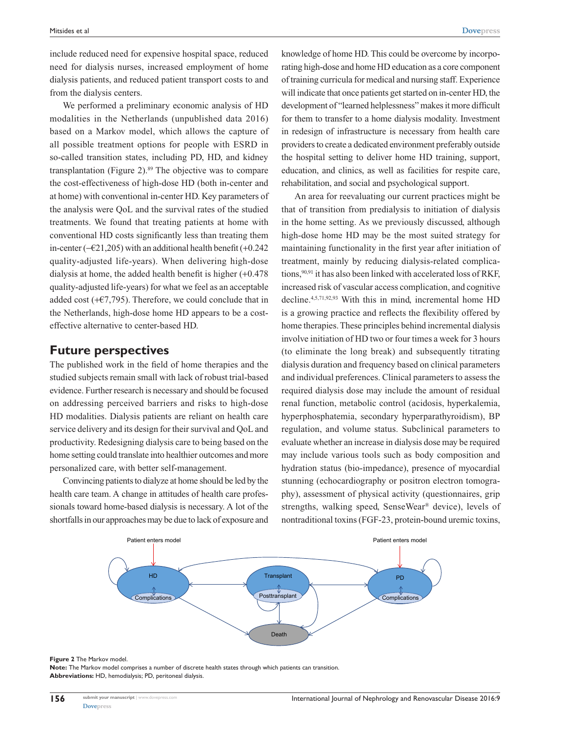include reduced need for expensive hospital space, reduced need for dialysis nurses, increased employment of home dialysis patients, and reduced patient transport costs to and from the dialysis centers.

We performed a preliminary economic analysis of HD modalities in the Netherlands (unpublished data 2016) based on a Markov model, which allows the capture of all possible treatment options for people with ESRD in so-called transition states, including PD, HD, and kidney transplantation (Figure 2).[89] The objective was to compare the cost-effectiveness of high-dose HD (both in-center and at home) with conventional in-center HD. Key parameters of the analysis were QoL and the survival rates of the studied treatments. We found that treating patients at home with conventional HD costs significantly less than treating them in-center (–€21,205) with an additional health benefit (+0.242 quality-adjusted life-years). When delivering high-dose dialysis at home, the added health benefit is higher (+0.478 quality-adjusted life-years) for what we feel as an acceptable added cost (+€7,795). Therefore, we could conclude that in the Netherlands, high-dose home HD appears to be a cost-effective alternative to center-based HD.

## Future perspectives

The published work in the field of home therapies and the studied subjects remain small with lack of robust trial-based evidence. Further research is necessary and should be focused on addressing perceived barriers and risks to high-dose HD modalities. Dialysis patients are reliant on health care service delivery and its design for their survival and QoL and productivity. Redesigning dialysis care to being based on the home setting could translate into healthier outcomes and more personalized care, with better self-management.

Convincing patients to dialyze at home should be led by the health care team. A change in attitudes of health care professionals toward home-based dialysis is necessary. A lot of the shortfalls in our approaches may be due to lack of exposure and knowledge of home HD. This could be overcome by incorporating high-dose and home HD education as a core component of training curricula for medical and nursing staff. Experience will indicate that once patients get started on in-center HD, the development of "learned helplessness" makes it more difficult for them to transfer to a home dialysis modality. Investment in redesign of infrastructure is necessary from health care providers to create a dedicated environment preferably outside the hospital setting to deliver home HD training, support, education, and clinics, as well as facilities for respite care, rehabilitation, and social and psychological support.

An area for reevaluating our current practices might be that of transition from predialysis to initiation of dialysis in the home setting. As we previously discussed, although high-dose home HD may be the most suited strategy for maintaining functionality in the first year after initiation of treatment, mainly by reducing dialysis-related complications,[90,91] it has also been linked with accelerated loss of RKF, increased risk of vascular access complication, and cognitive decline.[4,5,71,92,93] With this in mind, incremental home HD is a growing practice and reflects the flexibility offered by home therapies. These principles behind incremental dialysis involve initiation of HD two or four times a week for 3 hours (to eliminate the long break) and subsequently titrating dialysis duration and frequency based on clinical parameters and individual preferences. Clinical parameters to assess the required dialysis dose may include the amount of residual renal function, metabolic control (acidosis, hyperkalemia, hyperphosphatemia, secondary hyperparathyroidism), BP regulation, and volume status. Subclinical parameters to evaluate whether an increase in dialysis dose may be required may include various tools such as body composition and hydration status (bio-impedance), presence of myocardial stunning (echocardiography or positron electron tomography), assessment of physical activity (questionnaires, grip strengths, walking speed, SenseWear® device), levels of nontraditional toxins (FGF-23, protein-bound uremic toxins,

**Figure 2** The Markov model.
**Note:** The Markov model comprises a number of discrete health states through which patients can transition.
**Abbreviations:** HD, hemodialysis; PD, peritoneal dialysis.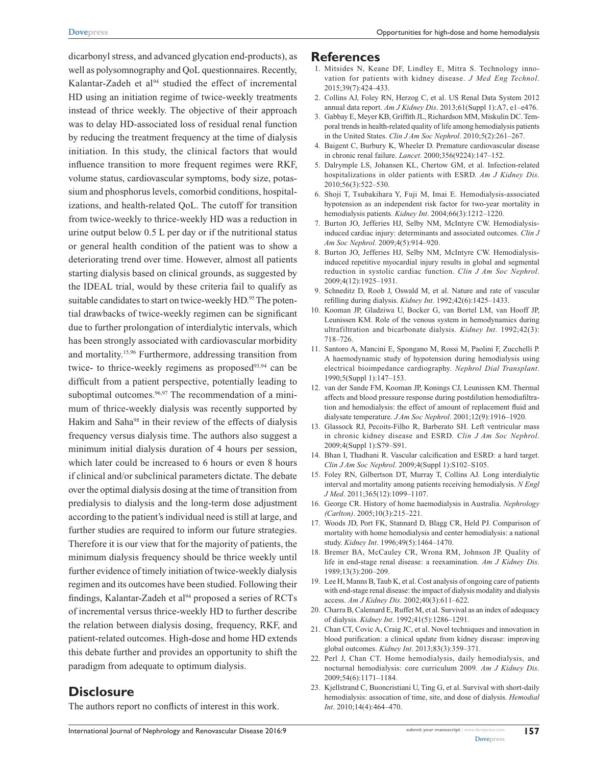dicarbonyl stress, and advanced glycation end-products), as well as polysomnography and QoL questionnaires. Recently, Kalantar-Zadeh et al[94] studied the effect of incremental HD using an initiation regime of twice-weekly treatments instead of thrice weekly. The objective of their approach was to delay HD-associated loss of residual renal function by reducing the treatment frequency at the time of dialysis initiation. In this study, the clinical factors that would influence transition to more frequent regimes were RKF, volume status, cardiovascular symptoms, body size, potassium and phosphorus levels, comorbid conditions, hospitalizations, and health-related QoL. The cutoff for transition from twice-weekly to thrice-weekly HD was a reduction in urine output below 0.5 L per day or if the nutritional status or general health condition of the patient was to show a deteriorating trend over time. However, almost all patients starting dialysis based on clinical grounds, as suggested by the IDEAL trial, would by these criteria fail to qualify as suitable candidates to start on twice-weekly HD.[95] The potential drawbacks of twice-weekly regimen can be significant due to further prolongation of interdialytic intervals, which has been strongly associated with cardiovascular morbidity and mortality.[15,96] Furthermore, addressing transition from twice- to thrice-weekly regimens as proposed[93,94] can be difficult from a patient perspective, potentially leading to suboptimal outcomes.[96,97] The recommendation of a minimum of thrice-weekly dialysis was recently supported by Hakim and Saha[98] in their review of the effects of dialysis frequency versus dialysis time. The authors also suggest a minimum initial dialysis duration of 4 hours per session, which later could be increased to 6 hours or even 8 hours if clinical and/or subclinical parameters dictate. The debate over the optimal dialysis dosing at the time of transition from predialysis to dialysis and the long-term dose adjustment according to the patient's individual need is still at large, and further studies are required to inform our future strategies. Therefore it is our view that for the majority of patients, the minimum dialysis frequency should be thrice weekly until further evidence of timely initiation of twice-weekly dialysis regimen and its outcomes have been studied. Following their findings, Kalantar-Zadeh et al[94] proposed a series of RCTs of incremental versus thrice-weekly HD to further describe the relation between dialysis dosing, frequency, RKF, and patient-related outcomes. High-dose and home HD extends this debate further and provides an opportunity to shift the paradigm from adequate to optimum dialysis.

## Disclosure

The authors report no conflicts of interest in this work.

## References

1. Mitsides N, Keane DF, Lindley E, Mitra S. Technology innovation for patients with kidney disease. *J Med Eng Technol*. 2015;39(7):424–433.
2. Collins AJ, Foley RN, Herzog C, et al. US Renal Data System 2012 annual data report. *Am J Kidney Dis*. 2013;61(Suppl 1):A7, e1–e476.
3. Gabbay E, Meyer KB, Griffith JL, Richardson MM, Miskulin DC. Temporal trends in health-related quality of life among hemodialysis patients in the United States. *Clin J Am Soc Nephrol*. 2010;5(2):261–267.
4. Baigent C, Burbury K, Wheeler D. Premature cardiovascular disease in chronic renal failure. *Lancet*. 2000;356(9224):147–152.
5. Dalrymple LS, Johansen KL, Chertow GM, et al. Infection-related hospitalizations in older patients with ESRD. *Am J Kidney Dis*. 2010;56(3):522–530.
6. Shoji T, Tsubakihara Y, Fuji M, Imai E. Hemodialysis-associated hypotension as an independent risk factor for two-year mortality in hemodialysis patients. *Kidney Int*. 2004;66(3):1212–1220.
7. Burton JO, Jefferies HJ, Selby NM, McIntyre CW. Hemodialysis-induced cardiac injury: determinants and associated outcomes. *Clin J Am Soc Nephrol*. 2009;4(5):914–920.
8. Burton JO, Jefferies HJ, Selby NM, McIntyre CW. Hemodialysis-induced repetitive myocardial injury results in global and segmental reduction in systolic cardiac function. *Clin J Am Soc Nephrol*. 2009;4(12):1925–1931.
9. Schneditz D, Roob J, Oswald M, et al. Nature and rate of vascular refilling during dialysis. *Kidney Int*. 1992;42(6):1425–1433.
10. Kooman JP, Gladziwa U, Bocker G, van Bortel LM, van Hooff JP, Leunissen KM. Role of the venous system in hemodynamics during ultrafiltration and bicarbonate dialysis. *Kidney Int*. 1992;42(3):718–726.
11. Santoro A, Mancini E, Spongano M, Rossi M, Paolini F, Zucchelli P. A haemodynamic study of hypotension during hemodialysis using electrical bioimpedance cardiography. *Nephrol Dial Transplant*. 1990;5(Suppl 1):147–153.
12. van der Sande FM, Kooman JP, Konings CJ, Leunissen KM. Thermal affects and blood pressure response during postdilution hemodiafiltration and hemodialysis: the effect of amount of replacement fluid and dialysate temperature. *J Am Soc Nephrol*. 2001;12(9):1916–1920.
13. Glassock RJ, Pecoits-Filho R, Barberato SH. Left ventricular mass in chronic kidney disease and ESRD. *Clin J Am Soc Nephrol*. 2009;4(Suppl 1):S79–S91.
14. Bhan I, Thadhani R. Vascular calcification and ESRD: a hard target. *Clin J Am Soc Nephrol*. 2009;4(Suppl 1):S102–S105.
15. Foley RN, Gilbertson DT, Murray T, Collins AJ. Long interdialytic interval and mortality among patients receiving hemodialysis. *N Engl J Med*. 2011;365(12):1099–1107.
16. George CR. History of home haemodialysis in Australia. *Nephrology (Carlton)*. 2005;10(3):215–221.
17. Woods JD, Port FK, Stannard D, Blagg CR, Held PJ. Comparison of mortality with home hemodialysis and center hemodialysis: a national study. *Kidney Int*. 1996;49(5):1464–1470.
18. Bremer BA, McCauley CR, Wrona RM, Johnson JP. Quality of life in end-stage renal disease: a reexamination. *Am J Kidney Dis*. 1989;13(3):200–209.
19. Lee H, Manns B, Taub K, et al. Cost analysis of ongoing care of patients with end-stage renal disease: the impact of dialysis modality and dialysis access. *Am J Kidney Dis*. 2002;40(3):611–622.
20. Charra B, Calemard E, Ruffet M, et al. Survival as an index of adequacy of dialysis. *Kidney Int*. 1992;41(5):1286–1291.
21. Chan CT, Covic A, Craig JC, et al. Novel techniques and innovation in blood purification: a clinical update from kidney disease: improving global outcomes. *Kidney Int*. 2013;83(3):359–371.
22. Perl J, Chan CT. Home hemodialysis, daily hemodialysis, and nocturnal hemodialysis: core curriculum 2009. *Am J Kidney Dis*. 2009;54(6):1171–1184.
23. Kjellstrand C, Buoncristiani U, Ting G, et al. Survival with short-daily hemodialysis: assocation of time, site, and dose of dialysis. *Hemodial Int*. 2010;14(4):464–470.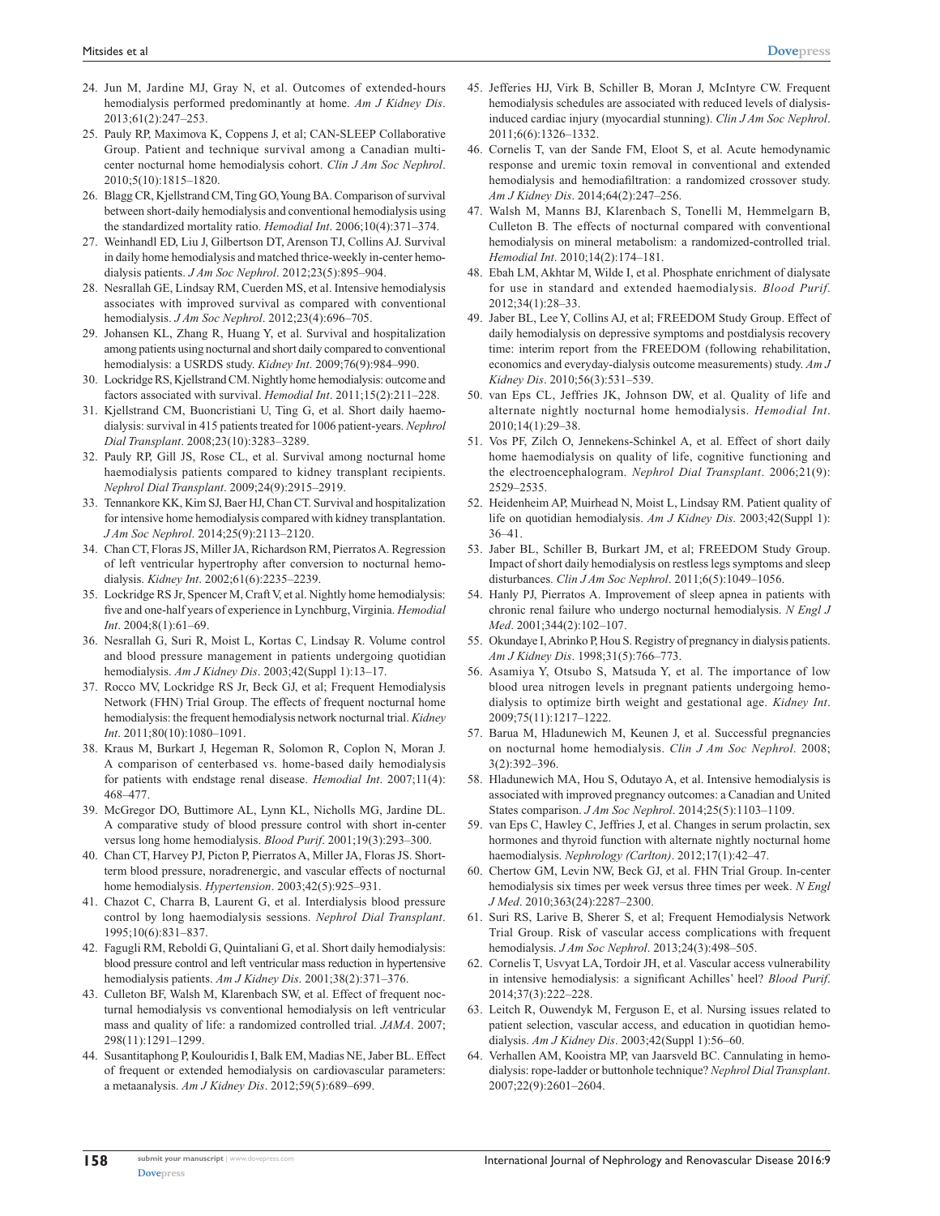24. Jun M, Jardine MJ, Gray N, et al. Outcomes of extended-hours hemodialysis performed predominantly at home. *Am J Kidney Dis*. 2013;61(2):247–253.
25. Pauly RP, Maximova K, Coppens J, et al; CAN-SLEEP Collaborative Group. Patient and technique survival among a Canadian multicenter nocturnal home hemodialysis cohort. *Clin J Am Soc Nephrol*. 2010;5(10):1815–1820.
26. Blagg CR, Kjellstrand CM, Ting GO, Young BA. Comparison of survival between short-daily hemodialysis and conventional hemodialysis using the standardized mortality ratio. *Hemodial Int*. 2006;10(4):371–374.
27. Weinhandl ED, Liu J, Gilbertson DT, Arenson TJ, Collins AJ. Survival in daily home hemodialysis and matched thrice-weekly in-center hemodialysis patients. *J Am Soc Nephrol*. 2012;23(5):895–904.
28. Nesrallah GE, Lindsay RM, Cuerden MS, et al. Intensive hemodialysis associates with improved survival as compared with conventional hemodialysis. *J Am Soc Nephrol*. 2012;23(4):696–705.
29. Johansen KL, Zhang R, Huang Y, et al. Survival and hospitalization among patients using nocturnal and short daily compared to conventional hemodialysis: a USRDS study. *Kidney Int*. 2009;76(9):984–990.
30. Lockridge RS, Kjellstrand CM. Nightly home hemodialysis: outcome and factors associated with survival. *Hemodial Int*. 2011;15(2):211–228.
31. Kjellstrand CM, Buoncristiani U, Ting G, et al. Short daily haemodialysis: survival in 415 patients treated for 1006 patient-years. *Nephrol Dial Transplant*. 2008;23(10):3283–3289.
32. Pauly RP, Gill JS, Rose CL, et al. Survival among nocturnal home haemodialysis patients compared to kidney transplant recipients. *Nephrol Dial Transplant*. 2009;24(9):2915–2919.
33. Tennankore KK, Kim SJ, Baer HJ, Chan CT. Survival and hospitalization for intensive home hemodialysis compared with kidney transplantation. *J Am Soc Nephrol*. 2014;25(9):2113–2120.
34. Chan CT, Floras JS, Miller JA, Richardson RM, Pierratos A. Regression of left ventricular hypertrophy after conversion to nocturnal hemodialysis. *Kidney Int*. 2002;61(6):2235–2239.
35. Lockridge RS Jr, Spencer M, Craft V, et al. Nightly home hemodialysis: five and one-half years of experience in Lynchburg, Virginia. *Hemodial Int*. 2004;8(1):61–69.
36. Nesrallah G, Suri R, Moist L, Kortas C, Lindsay R. Volume control and blood pressure management in patients undergoing quotidian hemodialysis. *Am J Kidney Dis*. 2003;42(Suppl 1):13–17.
37. Rocco MV, Lockridge RS Jr, Beck GJ, et al; Frequent Hemodialysis Network (FHN) Trial Group. The effects of frequent nocturnal home hemodialysis: the frequent hemodialysis network nocturnal trial. *Kidney Int*. 2011;80(10):1080–1091.
38. Kraus M, Burkart J, Hegeman R, Solomon R, Coplon N, Moran J. A comparison of centerbased vs. home-based daily hemodialysis for patients with endstage renal disease. *Hemodial Int*. 2007;11(4):468–477.
39. McGregor DO, Buttimore AL, Lynn KL, Nicholls MG, Jardine DL. A comparative study of blood pressure control with short in-center versus long home hemodialysis. *Blood Purif*. 2001;19(3):293–300.
40. Chan CT, Harvey PJ, Picton P, Pierratos A, Miller JA, Floras JS. Short-term blood pressure, noradrenergic, and vascular effects of nocturnal home hemodialysis. *Hypertension*. 2003;42(5):925–931.
41. Chazot C, Charra B, Laurent G, et al. Interdialysis blood pressure control by long haemodialysis sessions. *Nephrol Dial Transplant*. 1995;10(6):831–837.
42. Fagugli RM, Reboldi G, Quintaliani G, et al. Short daily hemodialysis: blood pressure control and left ventricular mass reduction in hypertensive hemodialysis patients. *Am J Kidney Dis*. 2001;38(2):371–376.
43. Culleton BF, Walsh M, Klarenbach SW, et al. Effect of frequent nocturnal hemodialysis vs conventional hemodialysis on left ventricular mass and quality of life: a randomized controlled trial. *JAMA*. 2007;298(11):1291–1299.
44. Susantitaphong P, Koulouridis I, Balk EM, Madias NE, Jaber BL. Effect of frequent or extended hemodialysis on cardiovascular parameters: a metaanalysis. *Am J Kidney Dis*. 2012;59(5):689–699.
45. Jefferies HJ, Virk B, Schiller B, Moran J, McIntyre CW. Frequent hemodialysis schedules are associated with reduced levels of dialysis-induced cardiac injury (myocardial stunning). *Clin J Am Soc Nephrol*. 2011;6(6):1326–1332.
46. Cornelis T, van der Sande FM, Eloot S, et al. Acute hemodynamic response and uremic toxin removal in conventional and extended hemodialysis and hemodiafiltration: a randomized crossover study. *Am J Kidney Dis*. 2014;64(2):247–256.
47. Walsh M, Manns BJ, Klarenbach S, Tonelli M, Hemmelgarn B, Culleton B. The effects of nocturnal compared with conventional hemodialysis on mineral metabolism: a randomized-controlled trial. *Hemodial Int*. 2010;14(2):174–181.
48. Ebah LM, Akhtar M, Wilde I, et al. Phosphate enrichment of dialysate for use in standard and extended haemodialysis. *Blood Purif*. 2012;34(1):28–33.
49. Jaber BL, Lee Y, Collins AJ, et al; FREEDOM Study Group. Effect of daily hemodialysis on depressive symptoms and postdialysis recovery time: interim report from the FREEDOM (following rehabilitation, economics and everyday-dialysis outcome measurements) study. *Am J Kidney Dis*. 2010;56(3):531–539.
50. van Eps CL, Jeffries JK, Johnson DW, et al. Quality of life and alternate nightly nocturnal home hemodialysis. *Hemodial Int*. 2010;14(1):29–38.
51. Vos PF, Zilch O, Jennekens-Schinkel A, et al. Effect of short daily home haemodialysis on quality of life, cognitive functioning and the electroencephalogram. *Nephrol Dial Transplant*. 2006;21(9):2529–2535.
52. Heidenheim AP, Muirhead N, Moist L, Lindsay RM. Patient quality of life on quotidian hemodialysis. *Am J Kidney Dis*. 2003;42(Suppl 1):36–41.
53. Jaber BL, Schiller B, Burkart JM, et al; FREEDOM Study Group. Impact of short daily hemodialysis on restless legs symptoms and sleep disturbances. *Clin J Am Soc Nephrol*. 2011;6(5):1049–1056.
54. Hanly PJ, Pierratos A. Improvement of sleep apnea in patients with chronic renal failure who undergo nocturnal hemodialysis. *N Engl J Med*. 2001;344(2):102–107.
55. Okundaye I, Abrinko P, Hou S. Registry of pregnancy in dialysis patients. *Am J Kidney Dis*. 1998;31(5):766–773.
56. Asamiya Y, Otsubo S, Matsuda Y, et al. The importance of low blood urea nitrogen levels in pregnant patients undergoing hemodialysis to optimize birth weight and gestational age. *Kidney Int*. 2009;75(11):1217–1222.
57. Barua M, Hladunewich M, Keunen J, et al. Successful pregnancies on nocturnal home hemodialysis. *Clin J Am Soc Nephrol*. 2008;3(2):392–396.
58. Hladunewich MA, Hou S, Odutayo A, et al. Intensive hemodialysis is associated with improved pregnancy outcomes: a Canadian and United States comparison. *J Am Soc Nephrol*. 2014;25(5):1103–1109.
59. van Eps C, Hawley C, Jeffries J, et al. Changes in serum prolactin, sex hormones and thyroid function with alternate nightly nocturnal home haemodialysis. *Nephrology (Carlton)*. 2012;17(1):42–47.
60. Chertow GM, Levin NW, Beck GJ, et al. FHN Trial Group. In-center hemodialysis six times per week versus three times per week. *N Engl J Med*. 2010;363(24):2287–2300.
61. Suri RS, Larive B, Sherer S, et al; Frequent Hemodialysis Network Trial Group. Risk of vascular access complications with frequent hemodialysis. *J Am Soc Nephrol*. 2013;24(3):498–505.
62. Cornelis T, Usvyat LA, Tordoir JH, et al. Vascular access vulnerability in intensive hemodialysis: a significant Achilles' heel? *Blood Purif*. 2014;37(3):222–228.
63. Leitch R, Ouwendyk M, Ferguson E, et al. Nursing issues related to patient selection, vascular access, and education in quotidian hemodialysis. *Am J Kidney Dis*. 2003;42(Suppl 1):56–60.
64. Verhallen AM, Kooistra MP, van Jaarsveld BC. Cannulating in hemodialysis: rope-ladder or buttonhole technique? *Nephrol Dial Transplant*. 2007;22(9):2601–2604.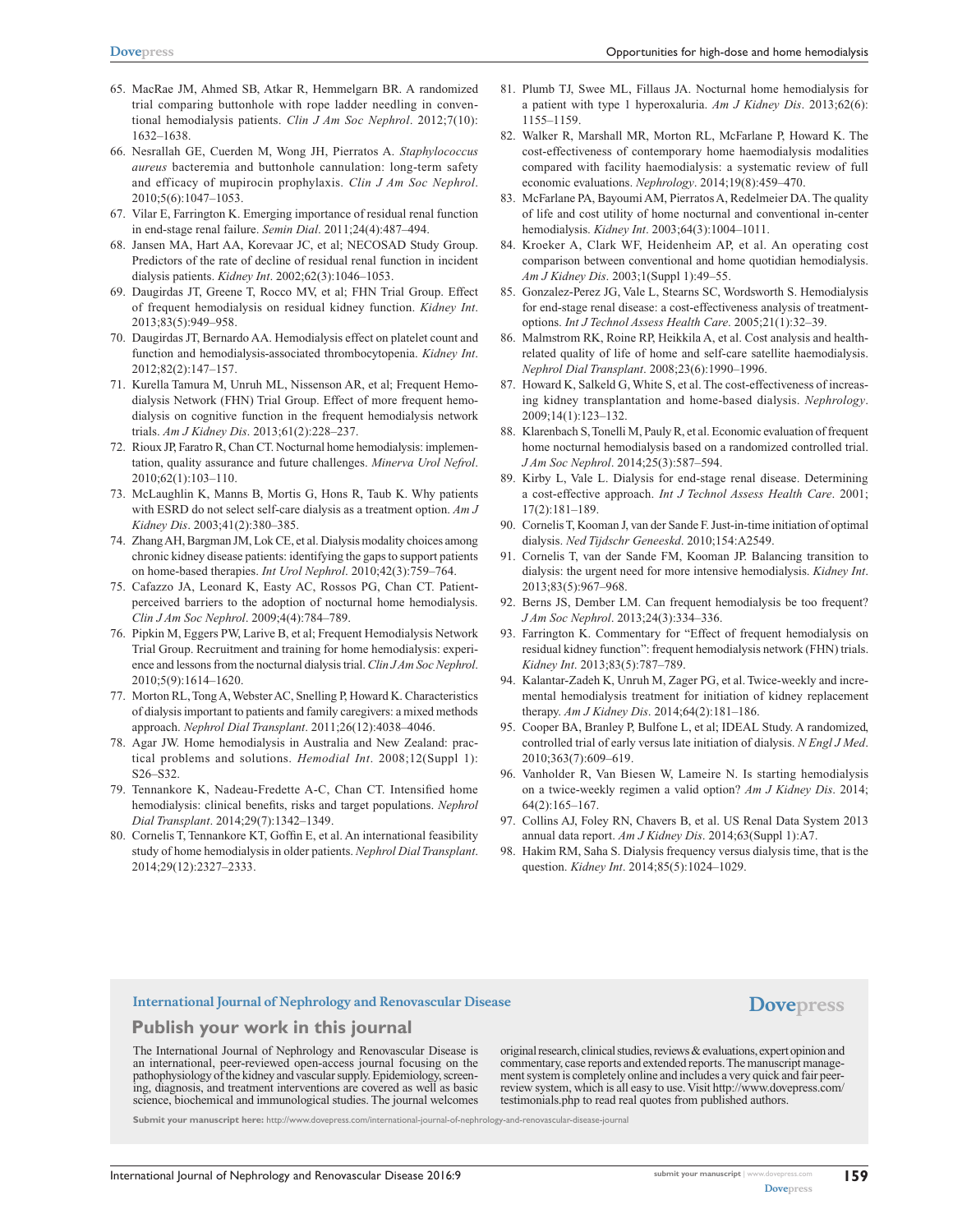65. MacRae JM, Ahmed SB, Atkar R, Hemmelgarn BR. A randomized trial comparing buttonhole with rope ladder needling in conventional hemodialysis patients. *Clin J Am Soc Nephrol*. 2012;7(10):1632–1638.
66. Nesrallah GE, Cuerden M, Wong JH, Pierratos A. *Staphylococcus aureus* bacteremia and buttonhole cannulation: long-term safety and efficacy of mupirocin prophylaxis. *Clin J Am Soc Nephrol*. 2010;5(6):1047–1053.
67. Vilar E, Farrington K. Emerging importance of residual renal function in end-stage renal failure. *Semin Dial*. 2011;24(4):487–494.
68. Jansen MA, Hart AA, Korevaar JC, et al; NECOSAD Study Group. Predictors of the rate of decline of residual renal function in incident dialysis patients. *Kidney Int*. 2002;62(3):1046–1053.
69. Daugirdas JT, Greene T, Rocco MV, et al; FHN Trial Group. Effect of frequent hemodialysis on residual kidney function. *Kidney Int*. 2013;83(5):949–958.
70. Daugirdas JT, Bernardo AA. Hemodialysis effect on platelet count and function and hemodialysis-associated thrombocytopenia. *Kidney Int*. 2012;82(2):147–157.
71. Kurella Tamura M, Unruh ML, Nissenson AR, et al; Frequent Hemodialysis Network (FHN) Trial Group. Effect of more frequent hemodialysis on cognitive function in the frequent hemodialysis network trials. *Am J Kidney Dis*. 2013;61(2):228–237.
72. Rioux JP, Faratro R, Chan CT. Nocturnal home hemodialysis: implementation, quality assurance and future challenges. *Minerva Urol Nefrol*. 2010;62(1):103–110.
73. McLaughlin K, Manns B, Mortis G, Hons R, Taub K. Why patients with ESRD do not select self-care dialysis as a treatment option. *Am J Kidney Dis*. 2003;41(2):380–385.
74. Zhang AH, Bargman JM, Lok CE, et al. Dialysis modality choices among chronic kidney disease patients: identifying the gaps to support patients on home-based therapies. *Int Urol Nephrol*. 2010;42(3):759–764.
75. Cafazzo JA, Leonard K, Easty AC, Rossos PG, Chan CT. Patient-perceived barriers to the adoption of nocturnal home hemodialysis. *Clin J Am Soc Nephrol*. 2009;4(4):784–789.
76. Pipkin M, Eggers PW, Larive B, et al; Frequent Hemodialysis Network Trial Group. Recruitment and training for home hemodialysis: experience and lessons from the nocturnal dialysis trial. *Clin J Am Soc Nephrol*. 2010;5(9):1614–1620.
77. Morton RL, Tong A, Webster AC, Snelling P, Howard K. Characteristics of dialysis important to patients and family caregivers: a mixed methods approach. *Nephrol Dial Transplant*. 2011;26(12):4038–4046.
78. Agar JW. Home hemodialysis in Australia and New Zealand: practical problems and solutions. *Hemodial Int*. 2008;12(Suppl 1):S26–S32.
79. Tennankore K, Nadeau-Fredette A-C, Chan CT. Intensified home hemodialysis: clinical benefits, risks and target populations. *Nephrol Dial Transplant*. 2014;29(7):1342–1349.
80. Cornelis T, Tennankore KT, Goffin E, et al. An international feasibility study of home hemodialysis in older patients. *Nephrol Dial Transplant*. 2014;29(12):2327–2333.
81. Plumb TJ, Swee ML, Fillaus JA. Nocturnal home hemodialysis for a patient with type 1 hyperoxaluria. *Am J Kidney Dis*. 2013;62(6):1155–1159.
82. Walker R, Marshall MR, Morton RL, McFarlane P, Howard K. The cost-effectiveness of contemporary home haemodialysis modalities compared with facility haemodialysis: a systematic review of full economic evaluations. *Nephrology*. 2014;19(8):459–470.
83. McFarlane PA, Bayoumi AM, Pierratos A, Redelmeier DA. The quality of life and cost utility of home nocturnal and conventional in-center hemodialysis. *Kidney Int*. 2003;64(3):1004–1011.
84. Kroeker A, Clark WF, Heidenheim AP, et al. An operating cost comparison between conventional and home quotidian hemodialysis. *Am J Kidney Dis*. 2003;1(Suppl 1):49–55.
85. Gonzalez-Perez JG, Vale L, Stearns SC, Wordsworth S. Hemodialysis for end-stage renal disease: a cost-effectiveness analysis of treatment-options. *Int J Technol Assess Health Care*. 2005;21(1):32–39.
86. Malmstrom RK, Roine RP, Heikkila A, et al. Cost analysis and health-related quality of life of home and self-care satellite haemodialysis. *Nephrol Dial Transplant*. 2008;23(6):1990–1996.
87. Howard K, Salkeld G, White S, et al. The cost-effectiveness of increasing kidney transplantation and home-based dialysis. *Nephrology*. 2009;14(1):123–132.
88. Klarenbach S, Tonelli M, Pauly R, et al. Economic evaluation of frequent home nocturnal hemodialysis based on a randomized controlled trial. *J Am Soc Nephrol*. 2014;25(3):587–594.
89. Kirby L, Vale L. Dialysis for end-stage renal disease. Determining a cost-effective approach. *Int J Technol Assess Health Care*. 2001;17(2):181–189.
90. Cornelis T, Kooman J, van der Sande F. Just-in-time initiation of optimal dialysis. *Ned Tijdschr Geneeskd*. 2010;154:A2549.
91. Cornelis T, van der Sande FM, Kooman JP. Balancing transition to dialysis: the urgent need for more intensive hemodialysis. *Kidney Int*. 2013;83(5):967–968.
92. Berns JS, Dember LM. Can frequent hemodialysis be too frequent? *J Am Soc Nephrol*. 2013;24(3):334–336.
93. Farrington K. Commentary for "Effect of frequent hemodialysis on residual kidney function": frequent hemodialysis network (FHN) trials. *Kidney Int*. 2013;83(5):787–789.
94. Kalantar-Zadeh K, Unruh M, Zager PG, et al. Twice-weekly and incremental hemodialysis treatment for initiation of kidney replacement therapy. *Am J Kidney Dis*. 2014;64(2):181–186.
95. Cooper BA, Branley P, Bulfone L, et al; IDEAL Study. A randomized, controlled trial of early versus late initiation of dialysis. *N Engl J Med*. 2010;363(7):609–619.
96. Vanholder R, Van Biesen W, Lameire N. Is starting hemodialysis on a twice-weekly regimen a valid option? *Am J Kidney Dis*. 2014;64(2):165–167.
97. Collins AJ, Foley RN, Chavers B, et al. US Renal Data System 2013 annual data report. *Am J Kidney Dis*. 2014;63(Suppl 1):A7.
98. Hakim RM, Saha S. Dialysis frequency versus dialysis time, that is the question. *Kidney Int*. 2014;85(5):1024–1029.

**International Journal of Nephrology and Renovascular Disease**

## Publish your work in this journal

The International Journal of Nephrology and Renovascular Disease is an international, peer-reviewed open-access journal focusing on the pathophysiology of the kidney and vascular supply. Epidemiology, screening, diagnosis, and treatment interventions are covered as well as basic science, biochemical and immunological studies. The journal welcomes original research, clinical studies, reviews & evaluations, expert opinion and commentary, case reports and extended reports. The manuscript management system is completely online and includes a very quick and fair peer-review system, which is all easy to use. Visit http://www.dovepress.com/testimonials.php to read real quotes from published authors.

**Submit your manuscript here:** http://www.dovepress.com/international-journal-of-nephrology-and-renovascular-disease-journal